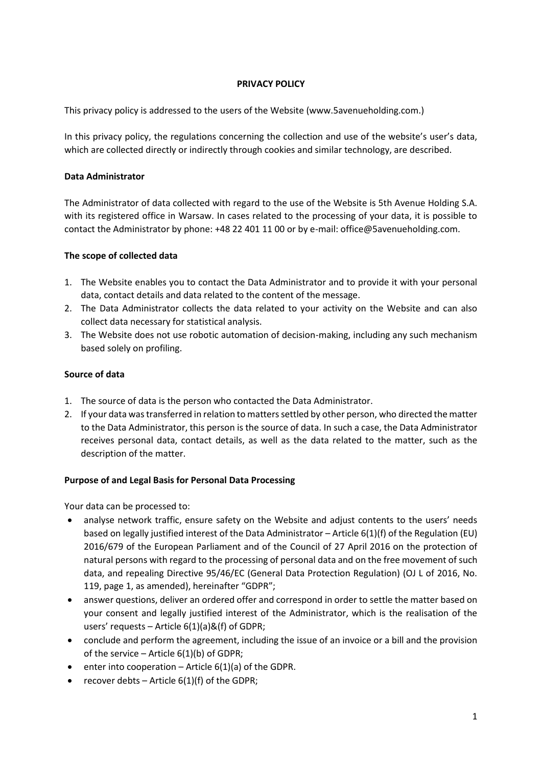# PRIVACY POLICY

This privacy policy is addressed to the users of the Website (www.5avenueholding.com.)

In this privacy policy, the regulations concerning the collection and use of the website's user's data, which are collected directly or indirectly through cookies and similar technology, are described.

## Data Administrator

The Administrator of data collected with regard to the use of the Website is 5th Avenue Holding S.A. with its registered office in Warsaw. In cases related to the processing of your data, it is possible to contact the Administrator by phone: +48 22 401 11 00 or by e-mail: office@5avenueholding.com.

## The scope of collected data

1. The Website enables you to contact the Data Administrator and to provide it with your personal data, contact details and data related to the content of the message.
2. The Data Administrator collects the data related to your activity on the Website and can also collect data necessary for statistical analysis.
3. The Website does not use robotic automation of decision-making, including any such mechanism based solely on profiling.

## Source of data

1. The source of data is the person who contacted the Data Administrator.
2. If your data was transferred in relation to matters settled by other person, who directed the matter to the Data Administrator, this person is the source of data. In such a case, the Data Administrator receives personal data, contact details, as well as the data related to the matter, such as the description of the matter.

## Purpose of and Legal Basis for Personal Data Processing

Your data can be processed to:

- analyse network traffic, ensure safety on the Website and adjust contents to the users' needs based on legally justified interest of the Data Administrator – Article 6(1)(f) of the Regulation (EU) 2016/679 of the European Parliament and of the Council of 27 April 2016 on the protection of natural persons with regard to the processing of personal data and on the free movement of such data, and repealing Directive 95/46/EC (General Data Protection Regulation) (OJ L of 2016, No. 119, page 1, as amended), hereinafter "GDPR";
- answer questions, deliver an ordered offer and correspond in order to settle the matter based on your consent and legally justified interest of the Administrator, which is the realisation of the users' requests – Article 6(1)(a)&(f) of GDPR;
- conclude and perform the agreement, including the issue of an invoice or a bill and the provision of the service – Article 6(1)(b) of GDPR;
- enter into cooperation – Article 6(1)(a) of the GDPR.
- recover debts – Article 6(1)(f) of the GDPR;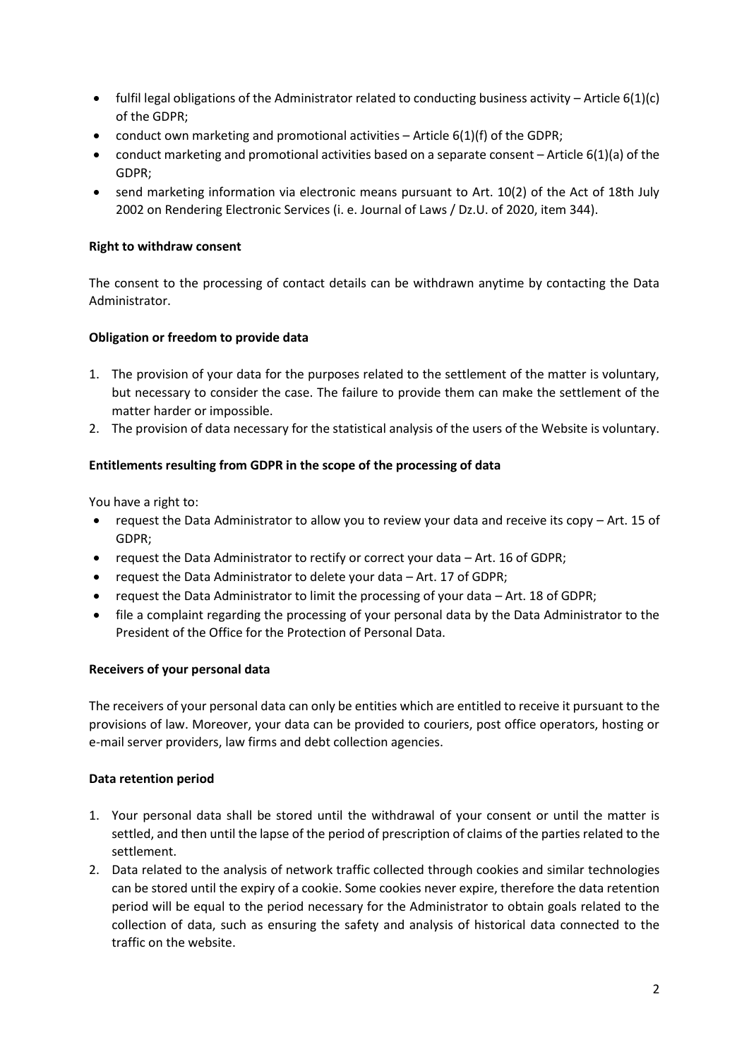- fulfil legal obligations of the Administrator related to conducting business activity – Article 6(1)(c) of the GDPR;
- conduct own marketing and promotional activities – Article 6(1)(f) of the GDPR;
- conduct marketing and promotional activities based on a separate consent – Article 6(1)(a) of the GDPR;
- send marketing information via electronic means pursuant to Art. 10(2) of the Act of 18th July 2002 on Rendering Electronic Services (i. e. Journal of Laws / Dz.U. of 2020, item 344).

**Right to withdraw consent**

The consent to the processing of contact details can be withdrawn anytime by contacting the Data Administrator.

**Obligation or freedom to provide data**

1. The provision of your data for the purposes related to the settlement of the matter is voluntary, but necessary to consider the case. The failure to provide them can make the settlement of the matter harder or impossible.
2. The provision of data necessary for the statistical analysis of the users of the Website is voluntary.

**Entitlements resulting from GDPR in the scope of the processing of data**

You have a right to:

- request the Data Administrator to allow you to review your data and receive its copy – Art. 15 of GDPR;
- request the Data Administrator to rectify or correct your data – Art. 16 of GDPR;
- request the Data Administrator to delete your data – Art. 17 of GDPR;
- request the Data Administrator to limit the processing of your data – Art. 18 of GDPR;
- file a complaint regarding the processing of your personal data by the Data Administrator to the President of the Office for the Protection of Personal Data.

**Receivers of your personal data**

The receivers of your personal data can only be entities which are entitled to receive it pursuant to the provisions of law. Moreover, your data can be provided to couriers, post office operators, hosting or e-mail server providers, law firms and debt collection agencies.

**Data retention period**

1. Your personal data shall be stored until the withdrawal of your consent or until the matter is settled, and then until the lapse of the period of prescription of claims of the parties related to the settlement.
2. Data related to the analysis of network traffic collected through cookies and similar technologies can be stored until the expiry of a cookie. Some cookies never expire, therefore the data retention period will be equal to the period necessary for the Administrator to obtain goals related to the collection of data, such as ensuring the safety and analysis of historical data connected to the traffic on the website.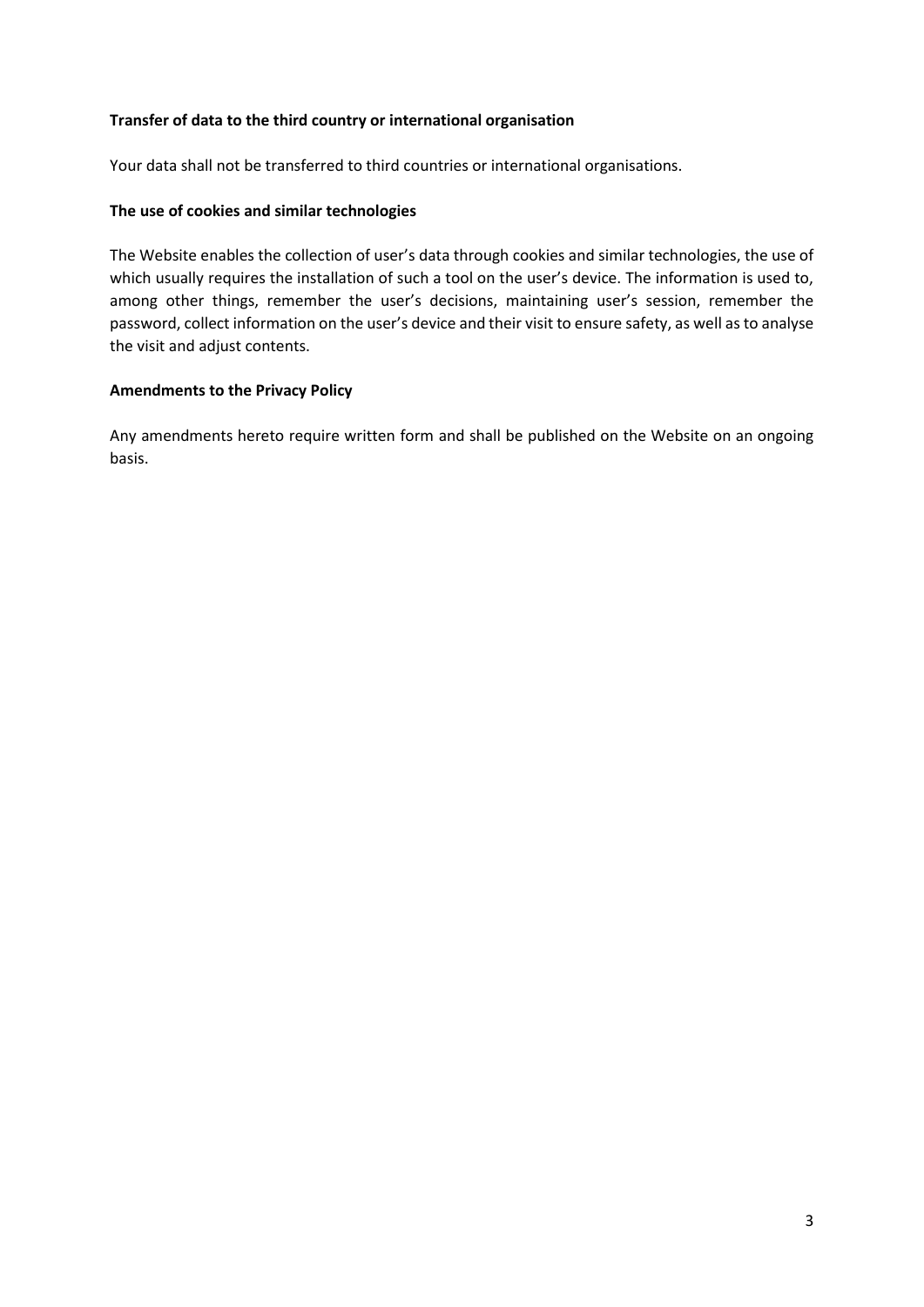**Transfer of data to the third country or international organisation**

Your data shall not be transferred to third countries or international organisations.

**The use of cookies and similar technologies**

The Website enables the collection of user's data through cookies and similar technologies, the use of which usually requires the installation of such a tool on the user's device. The information is used to, among other things, remember the user's decisions, maintaining user's session, remember the password, collect information on the user's device and their visit to ensure safety, as well as to analyse the visit and adjust contents.

**Amendments to the Privacy Policy**

Any amendments hereto require written form and shall be published on the Website on an ongoing basis.